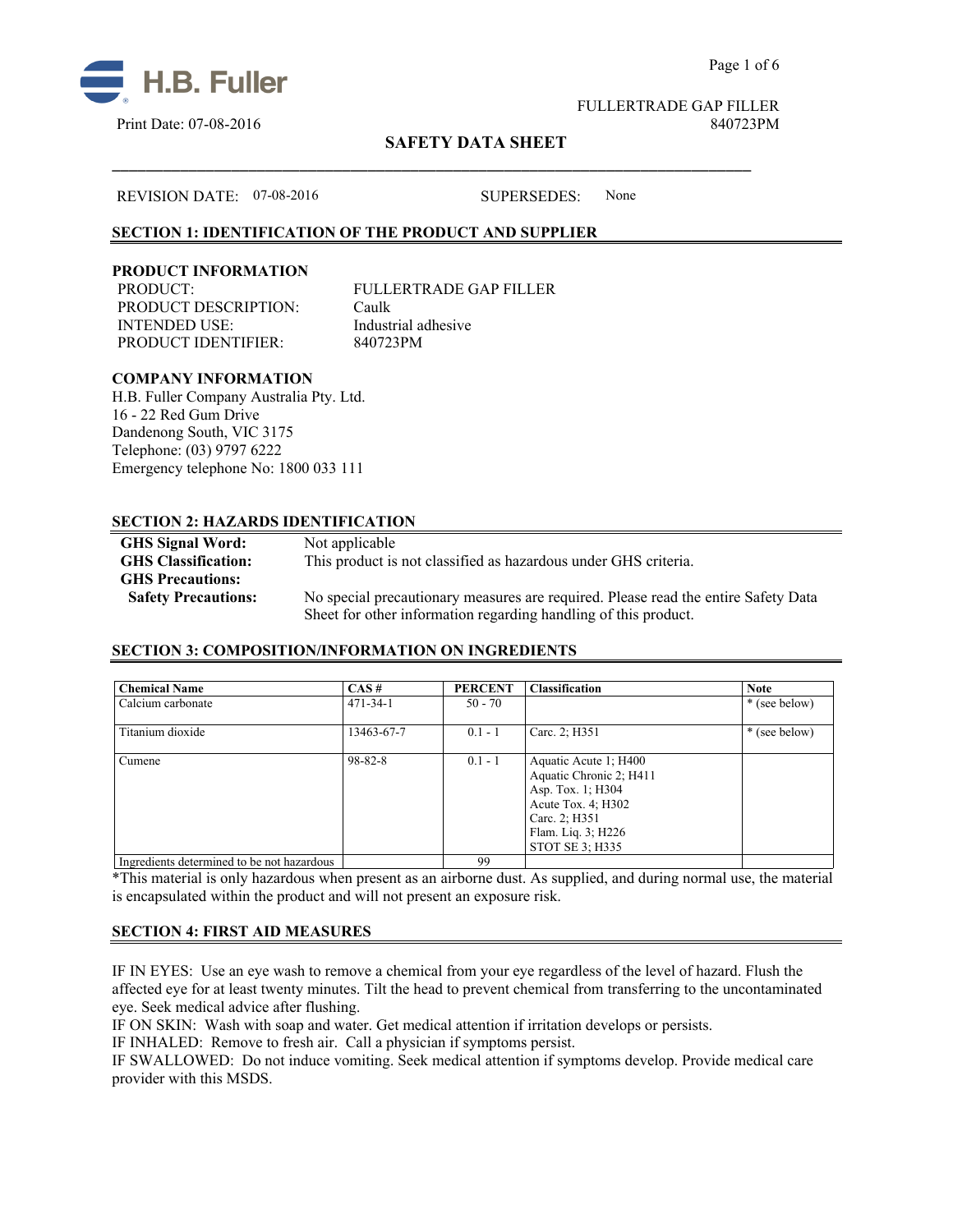H.B. Fuller

Print Date: 07-08-2016

FULLERTRADE GAP FILLER
840723PM

# SAFETY DATA SHEET

REVISION DATE: 07-08-2016 SUPERSEDES: None

## SECTION 1: IDENTIFICATION OF THE PRODUCT AND SUPPLIER

**PRODUCT INFORMATION**

PRODUCT: FULLERTRADE GAP FILLER
PRODUCT DESCRIPTION: Caulk
INTENDED USE: Industrial adhesive
PRODUCT IDENTIFIER: 840723PM

**COMPANY INFORMATION**

H.B. Fuller Company Australia Pty. Ltd.
16 - 22 Red Gum Drive
Dandenong South, VIC 3175
Telephone: (03) 9797 6222
Emergency telephone No: 1800 033 111

## SECTION 2: HAZARDS IDENTIFICATION

**GHS Signal Word:** Not applicable
**GHS Classification:** This product is not classified as hazardous under GHS criteria.
**GHS Precautions:**
**Safety Precautions:** No special precautionary measures are required. Please read the entire Safety Data Sheet for other information regarding handling of this product.

## SECTION 3: COMPOSITION/INFORMATION ON INGREDIENTS

| Chemical Name | CAS # | PERCENT | Classification | Note |
|---|---|---|---|---|
| Calcium carbonate | 471-34-1 | 50 - 70 | | * (see below) |
| Titanium dioxide | 13463-67-7 | 0.1 - 1 | Carc. 2; H351 | * (see below) |
| Cumene | 98-82-8 | 0.1 - 1 | Aquatic Acute 1; H400<br>Aquatic Chronic 2; H411<br>Asp. Tox. 1; H304<br>Acute Tox. 4; H302<br>Carc. 2; H351<br>Flam. Liq. 3; H226<br>STOT SE 3; H335 | |
| Ingredients determined to be not hazardous | | 99 | | |

*This material is only hazardous when present as an airborne dust. As supplied, and during normal use, the material is encapsulated within the product and will not present an exposure risk.

## SECTION 4: FIRST AID MEASURES

IF IN EYES: Use an eye wash to remove a chemical from your eye regardless of the level of hazard. Flush the affected eye for at least twenty minutes. Tilt the head to prevent chemical from transferring to the uncontaminated eye. Seek medical advice after flushing.
IF ON SKIN: Wash with soap and water. Get medical attention if irritation develops or persists.
IF INHALED: Remove to fresh air. Call a physician if symptoms persist.
IF SWALLOWED: Do not induce vomiting. Seek medical attention if symptoms develop. Provide medical care provider with this MSDS.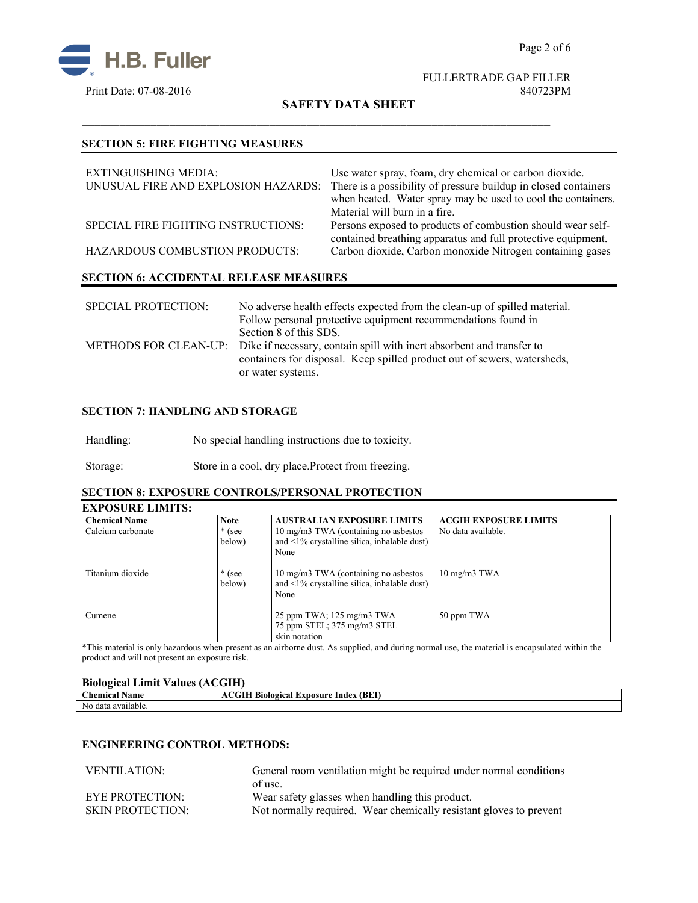## SECTION 5: FIRE FIGHTING MEASURES

| | |
|---|---|
| EXTINGUISHING MEDIA: | Use water spray, foam, dry chemical or carbon dioxide. |
| UNUSUAL FIRE AND EXPLOSION HAZARDS: | There is a possibility of pressure buildup in closed containers when heated. Water spray may be used to cool the containers. Material will burn in a fire. |
| SPECIAL FIRE FIGHTING INSTRUCTIONS: | Persons exposed to products of combustion should wear self-contained breathing apparatus and full protective equipment. |
| HAZARDOUS COMBUSTION PRODUCTS: | Carbon dioxide, Carbon monoxide Nitrogen containing gases |

## SECTION 6: ACCIDENTAL RELEASE MEASURES

| | |
|---|---|
| SPECIAL PROTECTION: | No adverse health effects expected from the clean-up of spilled material. Follow personal protective equipment recommendations found in Section 8 of this SDS. |
| METHODS FOR CLEAN-UP: | Dike if necessary, contain spill with inert absorbent and transfer to containers for disposal. Keep spilled product out of sewers, watersheds, or water systems. |

## SECTION 7: HANDLING AND STORAGE

Handling: No special handling instructions due to toxicity.

Storage: Store in a cool, dry place.Protect from freezing.

## SECTION 8: EXPOSURE CONTROLS/PERSONAL PROTECTION

### EXPOSURE LIMITS:

| Chemical Name | Note | AUSTRALIAN EXPOSURE LIMITS | ACGIH EXPOSURE LIMITS |
|---|---|---|---|
| Calcium carbonate | * (see below) | 10 mg/m3 TWA (containing no asbestos and <1% crystalline silica, inhalable dust) None | No data available. |
| Titanium dioxide | * (see below) | 10 mg/m3 TWA (containing no asbestos and <1% crystalline silica, inhalable dust) None | 10 mg/m3 TWA |
| Cumene | | 25 ppm TWA; 125 mg/m3 TWA 75 ppm STEL; 375 mg/m3 STEL skin notation | 50 ppm TWA |

*This material is only hazardous when present as an airborne dust. As supplied, and during normal use, the material is encapsulated within the product and will not present an exposure risk.

### Biological Limit Values (ACGIH)

| Chemical Name | ACGIH Biological Exposure Index (BEI) |
|---|---|
| No data available. | |

### ENGINEERING CONTROL METHODS:

| | |
|---|---|
| VENTILATION: | General room ventilation might be required under normal conditions of use. |
| EYE PROTECTION: | Wear safety glasses when handling this product. |
| SKIN PROTECTION: | Not normally required. Wear chemically resistant gloves to prevent |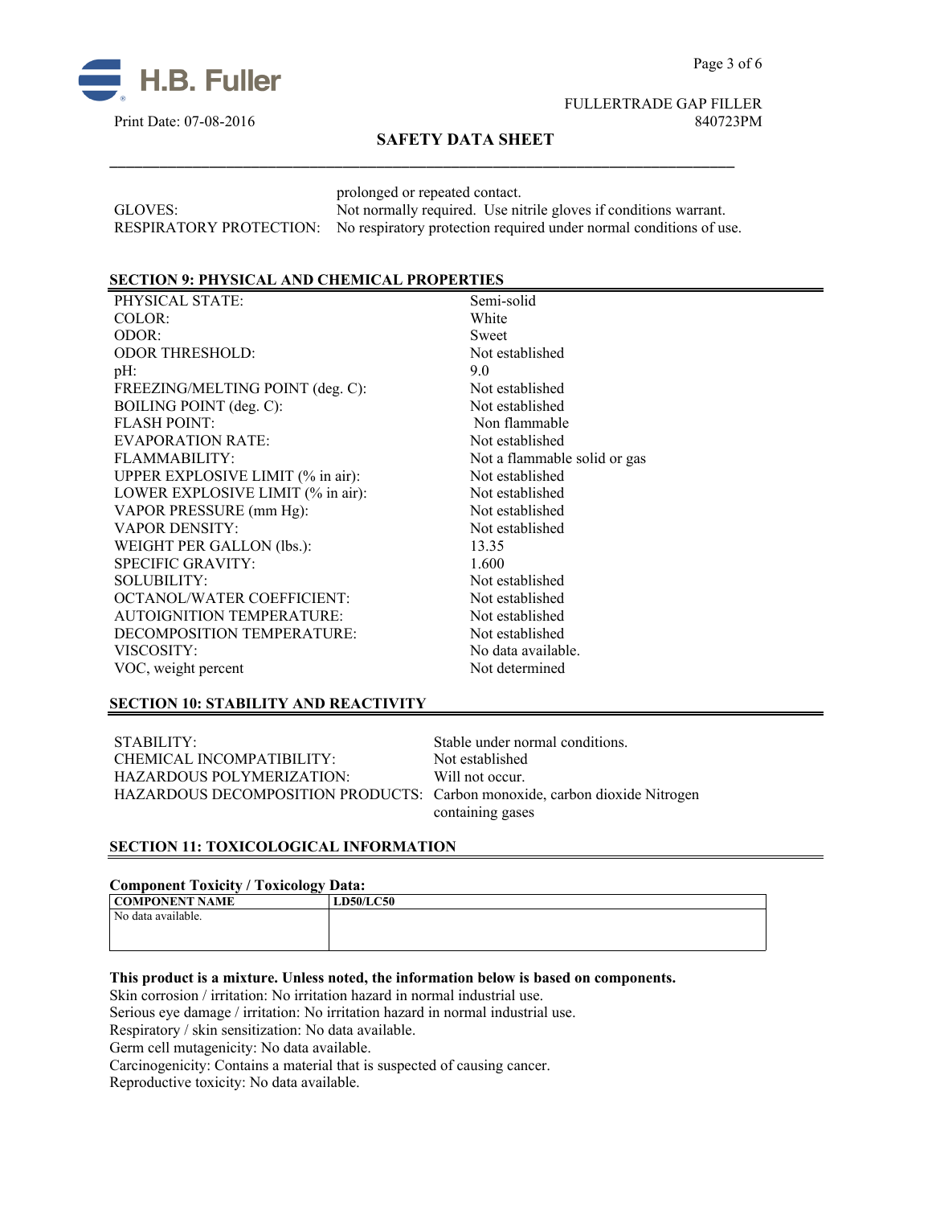prolonged or repeated contact.

| | |
|---|---|
| GLOVES: | Not normally required. Use nitrile gloves if conditions warrant. |
| RESPIRATORY PROTECTION: | No respiratory protection required under normal conditions of use. |

## SECTION 9: PHYSICAL AND CHEMICAL PROPERTIES

| | |
|---|---|
| PHYSICAL STATE: | Semi-solid |
| COLOR: | White |
| ODOR: | Sweet |
| ODOR THRESHOLD: | Not established |
| pH: | 9.0 |
| FREEZING/MELTING POINT (deg. C): | Not established |
| BOILING POINT (deg. C): | Not established |
| FLASH POINT: | Non flammable |
| EVAPORATION RATE: | Not established |
| FLAMMABILITY: | Not a flammable solid or gas |
| UPPER EXPLOSIVE LIMIT (% in air): | Not established |
| LOWER EXPLOSIVE LIMIT (% in air): | Not established |
| VAPOR PRESSURE (mm Hg): | Not established |
| VAPOR DENSITY: | Not established |
| WEIGHT PER GALLON (lbs.): | 13.35 |
| SPECIFIC GRAVITY: | 1.600 |
| SOLUBILITY: | Not established |
| OCTANOL/WATER COEFFICIENT: | Not established |
| AUTOIGNITION TEMPERATURE: | Not established |
| DECOMPOSITION TEMPERATURE: | Not established |
| VISCOSITY: | No data available. |
| VOC, weight percent | Not determined |

## SECTION 10: STABILITY AND REACTIVITY

| | |
|---|---|
| STABILITY: | Stable under normal conditions. |
| CHEMICAL INCOMPATIBILITY: | Not established |
| HAZARDOUS POLYMERIZATION: | Will not occur. |
| HAZARDOUS DECOMPOSITION PRODUCTS: | Carbon monoxide, carbon dioxide Nitrogen containing gases |

## SECTION 11: TOXICOLOGICAL INFORMATION

**Component Toxicity / Toxicology Data:**

| COMPONENT NAME | LD50/LC50 |
|---|---|
| No data available. | |

**This product is a mixture. Unless noted, the information below is based on components.**

Skin corrosion / irritation: No irritation hazard in normal industrial use.
Serious eye damage / irritation: No irritation hazard in normal industrial use.
Respiratory / skin sensitization: No data available.
Germ cell mutagenicity: No data available.
Carcinogenicity: Contains a material that is suspected of causing cancer.
Reproductive toxicity: No data available.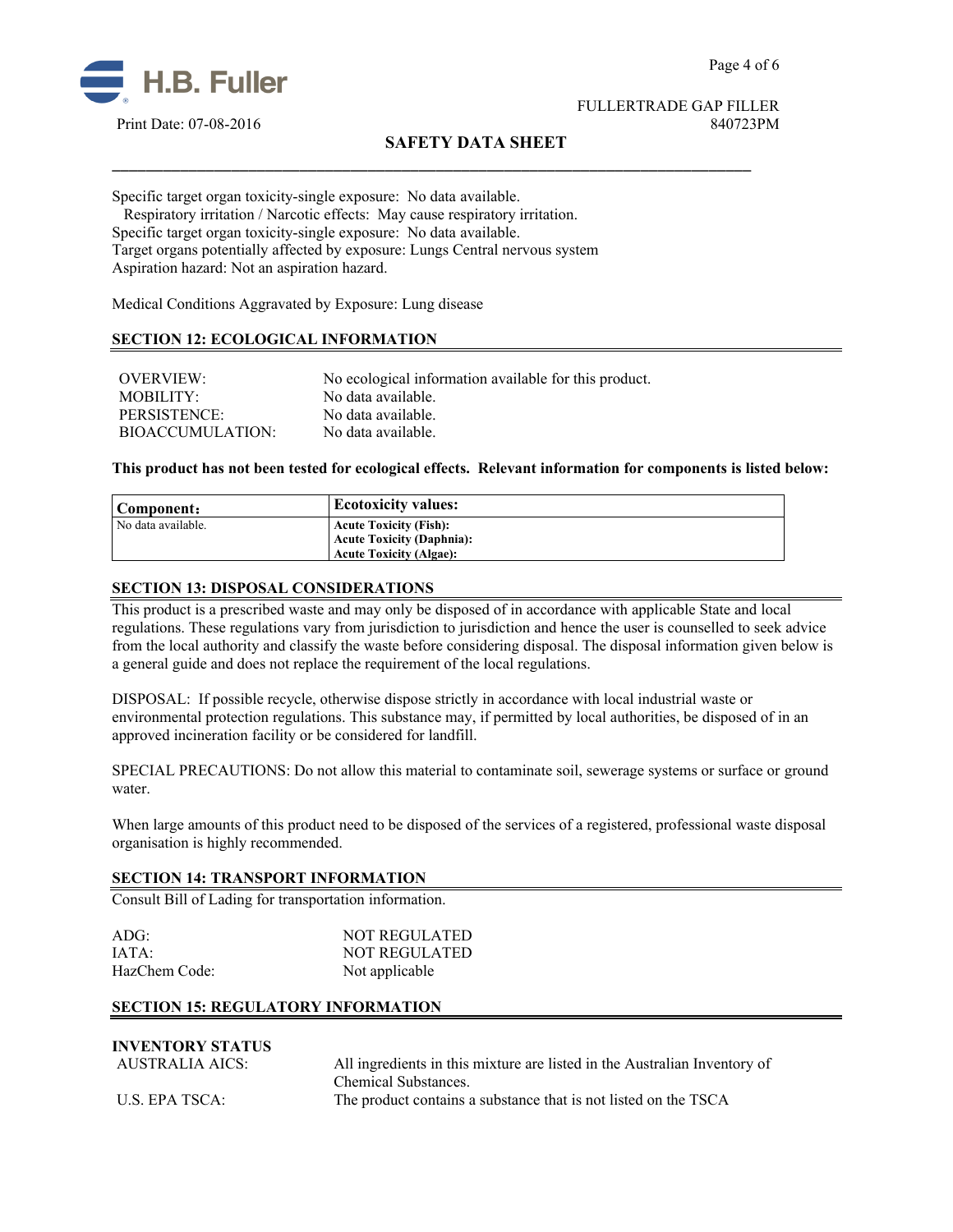Specific target organ toxicity-single exposure: No data available.
Respiratory irritation / Narcotic effects: May cause respiratory irritation.
Specific target organ toxicity-single exposure: No data available.
Target organs potentially affected by exposure: Lungs Central nervous system
Aspiration hazard: Not an aspiration hazard.

Medical Conditions Aggravated by Exposure: Lung disease

## SECTION 12: ECOLOGICAL INFORMATION

| | |
|---|---|
| OVERVIEW: | No ecological information available for this product. |
| MOBILITY: | No data available. |
| PERSISTENCE: | No data available. |
| BIOACCUMULATION: | No data available. |

**This product has not been tested for ecological effects. Relevant information for components is listed below:**

| Component: | Ecotoxicity values: |
|---|---|
| No data available. | **Acute Toxicity (Fish):**<br>**Acute Toxicity (Daphnia):**<br>**Acute Toxicity (Algae):** |

## SECTION 13: DISPOSAL CONSIDERATIONS

This product is a prescribed waste and may only be disposed of in accordance with applicable State and local regulations. These regulations vary from jurisdiction to jurisdiction and hence the user is counselled to seek advice from the local authority and classify the waste before considering disposal. The disposal information given below is a general guide and does not replace the requirement of the local regulations.

DISPOSAL: If possible recycle, otherwise dispose strictly in accordance with local industrial waste or environmental protection regulations. This substance may, if permitted by local authorities, be disposed of in an approved incineration facility or be considered for landfill.

SPECIAL PRECAUTIONS: Do not allow this material to contaminate soil, sewerage systems or surface or ground water.

When large amounts of this product need to be disposed of the services of a registered, professional waste disposal organisation is highly recommended.

## SECTION 14: TRANSPORT INFORMATION

Consult Bill of Lading for transportation information.

| | |
|---|---|
| ADG: | NOT REGULATED |
| IATA: | NOT REGULATED |
| HazChem Code: | Not applicable |

## SECTION 15: REGULATORY INFORMATION

**INVENTORY STATUS**

| | |
|---|---|
| AUSTRALIA AICS: | All ingredients in this mixture are listed in the Australian Inventory of Chemical Substances. |
| U.S. EPA TSCA: | The product contains a substance that is not listed on the TSCA |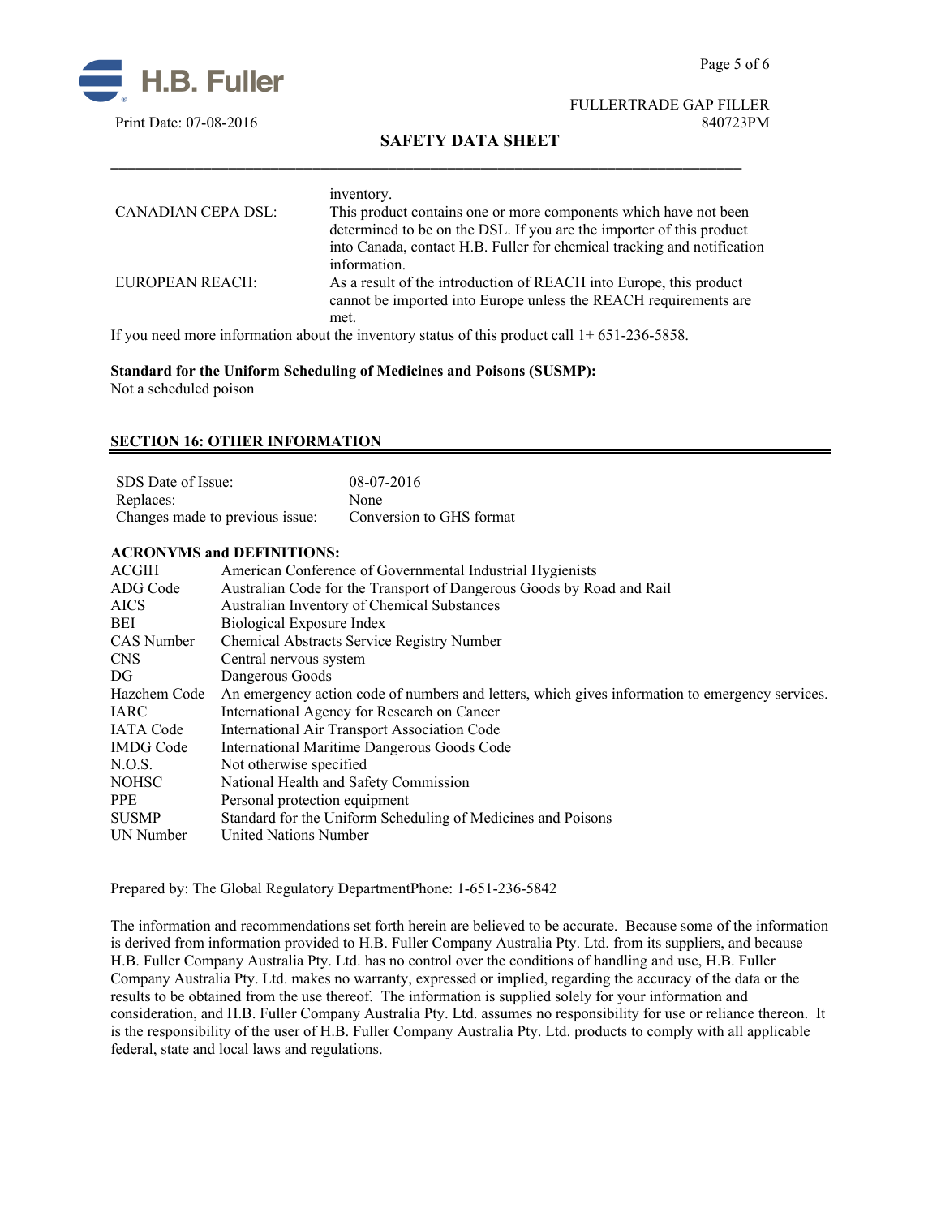| | |
|---|---|
| | inventory. |
| CANADIAN CEPA DSL: | This product contains one or more components which have not been determined to be on the DSL. If you are the importer of this product into Canada, contact H.B. Fuller for chemical tracking and notification information. |
| EUROPEAN REACH: | As a result of the introduction of REACH into Europe, this product cannot be imported into Europe unless the REACH requirements are met. |

If you need more information about the inventory status of this product call 1+ 651-236-5858.

**Standard for the Uniform Scheduling of Medicines and Poisons (SUSMP):**
Not a scheduled poison

## SECTION 16: OTHER INFORMATION

| | |
|---|---|
| SDS Date of Issue: | 08-07-2016 |
| Replaces: | None |
| Changes made to previous issue: | Conversion to GHS format |

**ACRONYMS and DEFINITIONS:**

| | |
|---|---|
| ACGIH | American Conference of Governmental Industrial Hygienists |
| ADG Code | Australian Code for the Transport of Dangerous Goods by Road and Rail |
| AICS | Australian Inventory of Chemical Substances |
| BEI | Biological Exposure Index |
| CAS Number | Chemical Abstracts Service Registry Number |
| CNS | Central nervous system |
| DG | Dangerous Goods |
| Hazchem Code | An emergency action code of numbers and letters, which gives information to emergency services. |
| IARC | International Agency for Research on Cancer |
| IATA Code | International Air Transport Association Code |
| IMDG Code | International Maritime Dangerous Goods Code |
| N.O.S. | Not otherwise specified |
| NOHSC | National Health and Safety Commission |
| PPE | Personal protection equipment |
| SUSMP | Standard for the Uniform Scheduling of Medicines and Poisons |
| UN Number | United Nations Number |

Prepared by: The Global Regulatory DepartmentPhone: 1-651-236-5842

The information and recommendations set forth herein are believed to be accurate. Because some of the information is derived from information provided to H.B. Fuller Company Australia Pty. Ltd. from its suppliers, and because H.B. Fuller Company Australia Pty. Ltd. has no control over the conditions of handling and use, H.B. Fuller Company Australia Pty. Ltd. makes no warranty, expressed or implied, regarding the accuracy of the data or the results to be obtained from the use thereof. The information is supplied solely for your information and consideration, and H.B. Fuller Company Australia Pty. Ltd. assumes no responsibility for use or reliance thereon. It is the responsibility of the user of H.B. Fuller Company Australia Pty. Ltd. products to comply with all applicable federal, state and local laws and regulations.